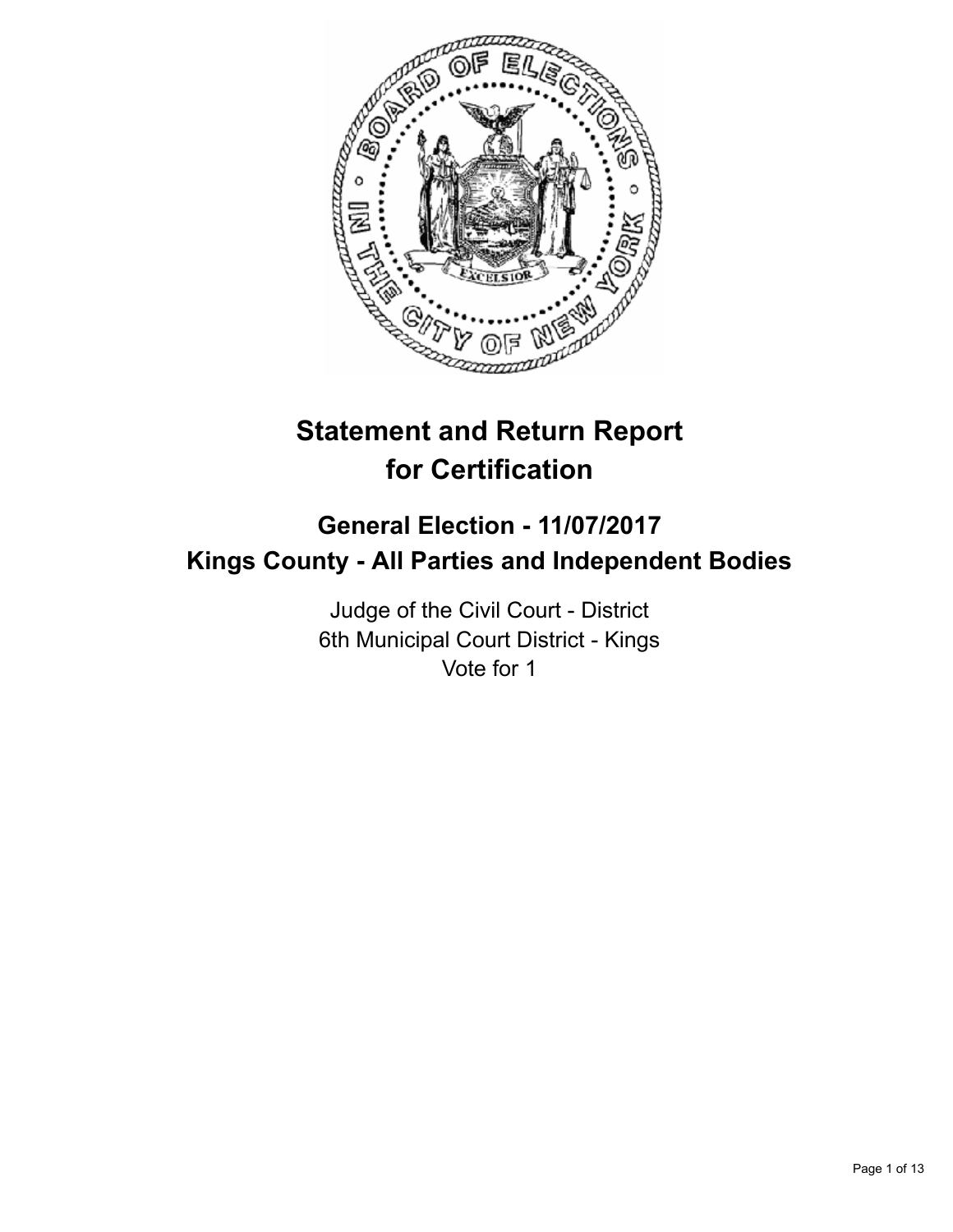# Statement and Return Report for Certification

## General Election - 11/07/2017
## Kings County - All Parties and Independent Bodies

Judge of the Civil Court - District
6th Municipal Court District - Kings
Vote for 1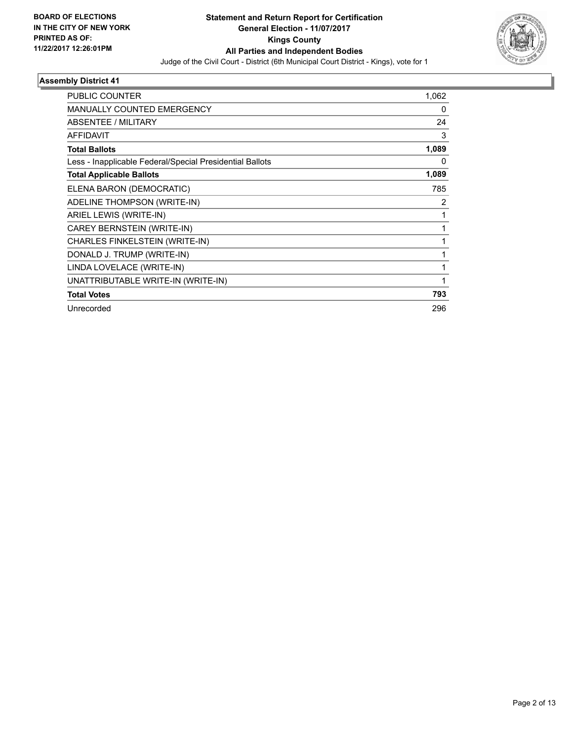**BOARD OF ELECTIONS IN THE CITY OF NEW YORK PRINTED AS OF: 11/22/2017 12:26:01PM**

# Statement and Return Report for Certification
## General Election - 11/07/2017
## Kings County
## All Parties and Independent Bodies

Judge of the Civil Court - District (6th Municipal Court District - Kings), vote for 1

### Assembly District 41

| | |
|---|---|
| PUBLIC COUNTER | 1,062 |
| MANUALLY COUNTED EMERGENCY | 0 |
| ABSENTEE / MILITARY | 24 |
| AFFIDAVIT | 3 |
| **Total Ballots** | **1,089** |
| Less - Inapplicable Federal/Special Presidential Ballots | 0 |
| **Total Applicable Ballots** | **1,089** |
| ELENA BARON (DEMOCRATIC) | 785 |
| ADELINE THOMPSON (WRITE-IN) | 2 |
| ARIEL LEWIS (WRITE-IN) | 1 |
| CAREY BERNSTEIN (WRITE-IN) | 1 |
| CHARLES FINKELSTEIN (WRITE-IN) | 1 |
| DONALD J. TRUMP (WRITE-IN) | 1 |
| LINDA LOVELACE (WRITE-IN) | 1 |
| UNATTRIBUTABLE WRITE-IN (WRITE-IN) | 1 |
| **Total Votes** | **793** |
| Unrecorded | 296 |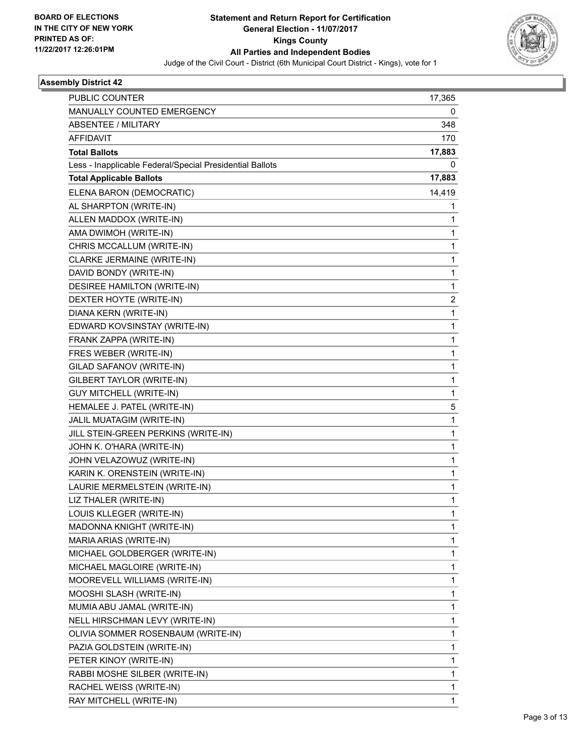**BOARD OF ELECTIONS IN THE CITY OF NEW YORK PRINTED AS OF: 11/22/2017 12:26:01PM**

# Statement and Return Report for Certification
## General Election - 11/07/2017
## Kings County
## All Parties and Independent Bodies

Judge of the Civil Court - District (6th Municipal Court District - Kings), vote for 1

### Assembly District 42

| | |
|---|---|
| PUBLIC COUNTER | 17,365 |
| MANUALLY COUNTED EMERGENCY | 0 |
| ABSENTEE / MILITARY | 348 |
| AFFIDAVIT | 170 |
| **Total Ballots** | **17,883** |
| Less - Inapplicable Federal/Special Presidential Ballots | 0 |
| **Total Applicable Ballots** | **17,883** |
| ELENA BARON (DEMOCRATIC) | 14,419 |
| AL SHARPTON (WRITE-IN) | 1 |
| ALLEN MADDOX (WRITE-IN) | 1 |
| AMA DWIMOH (WRITE-IN) | 1 |
| CHRIS MCCALLUM (WRITE-IN) | 1 |
| CLARKE JERMAINE (WRITE-IN) | 1 |
| DAVID BONDY (WRITE-IN) | 1 |
| DESIREE HAMILTON (WRITE-IN) | 1 |
| DEXTER HOYTE (WRITE-IN) | 2 |
| DIANA KERN (WRITE-IN) | 1 |
| EDWARD KOVSINSTAY (WRITE-IN) | 1 |
| FRANK ZAPPA (WRITE-IN) | 1 |
| FRES WEBER (WRITE-IN) | 1 |
| GILAD SAFANOV (WRITE-IN) | 1 |
| GILBERT TAYLOR (WRITE-IN) | 1 |
| GUY MITCHELL (WRITE-IN) | 1 |
| HEMALEE J. PATEL (WRITE-IN) | 5 |
| JALIL MUATAGIM (WRITE-IN) | 1 |
| JILL STEIN-GREEN PERKINS (WRITE-IN) | 1 |
| JOHN K. O'HARA (WRITE-IN) | 1 |
| JOHN VELAZOWUZ (WRITE-IN) | 1 |
| KARIN K. ORENSTEIN (WRITE-IN) | 1 |
| LAURIE MERMELSTEIN (WRITE-IN) | 1 |
| LIZ THALER (WRITE-IN) | 1 |
| LOUIS KLLEGER (WRITE-IN) | 1 |
| MADONNA KNIGHT (WRITE-IN) | 1 |
| MARIA ARIAS (WRITE-IN) | 1 |
| MICHAEL GOLDBERGER (WRITE-IN) | 1 |
| MICHAEL MAGLOIRE (WRITE-IN) | 1 |
| MOOREVELL WILLIAMS (WRITE-IN) | 1 |
| MOOSHI SLASH (WRITE-IN) | 1 |
| MUMIA ABU JAMAL (WRITE-IN) | 1 |
| NELL HIRSCHMAN LEVY (WRITE-IN) | 1 |
| OLIVIA SOMMER ROSENBAUM (WRITE-IN) | 1 |
| PAZIA GOLDSTEIN (WRITE-IN) | 1 |
| PETER KINOY (WRITE-IN) | 1 |
| RABBI MOSHE SILBER (WRITE-IN) | 1 |
| RACHEL WEISS (WRITE-IN) | 1 |
| RAY MITCHELL (WRITE-IN) | 1 |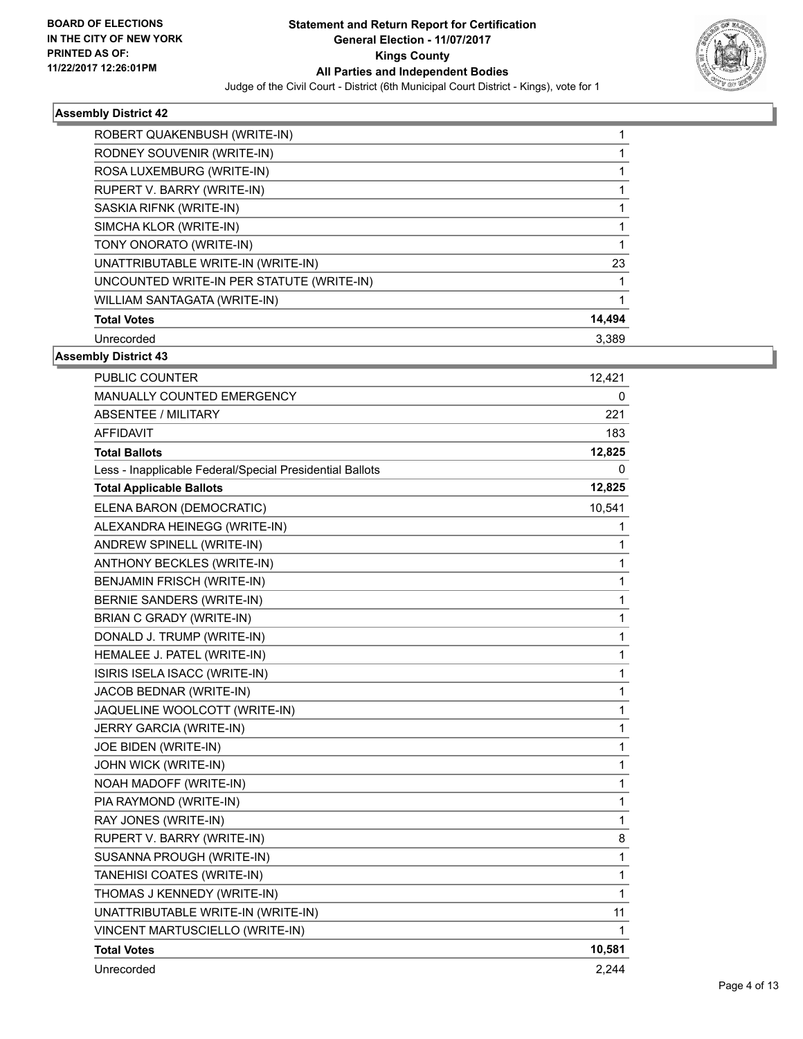**BOARD OF ELECTIONS IN THE CITY OF NEW YORK PRINTED AS OF: 11/22/2017 12:26:01PM**

# Statement and Return Report for Certification
## General Election - 11/07/2017
## Kings County
## All Parties and Independent Bodies
Judge of the Civil Court - District (6th Municipal Court District - Kings), vote for 1

### Assembly District 42

| | |
|---|---|
| ROBERT QUAKENBUSH (WRITE-IN) | 1 |
| RODNEY SOUVENIR (WRITE-IN) | 1 |
| ROSA LUXEMBURG (WRITE-IN) | 1 |
| RUPERT V. BARRY (WRITE-IN) | 1 |
| SASKIA RIFNK (WRITE-IN) | 1 |
| SIMCHA KLOR (WRITE-IN) | 1 |
| TONY ONORATO (WRITE-IN) | 1 |
| UNATTRIBUTABLE WRITE-IN (WRITE-IN) | 23 |
| UNCOUNTED WRITE-IN PER STATUTE (WRITE-IN) | 1 |
| WILLIAM SANTAGATA (WRITE-IN) | 1 |
| **Total Votes** | **14,494** |
| Unrecorded | 3,389 |

### Assembly District 43

| | |
|---|---|
| PUBLIC COUNTER | 12,421 |
| MANUALLY COUNTED EMERGENCY | 0 |
| ABSENTEE / MILITARY | 221 |
| AFFIDAVIT | 183 |
| **Total Ballots** | **12,825** |
| Less - Inapplicable Federal/Special Presidential Ballots | 0 |
| **Total Applicable Ballots** | **12,825** |
| ELENA BARON (DEMOCRATIC) | 10,541 |
| ALEXANDRA HEINEGG (WRITE-IN) | 1 |
| ANDREW SPINELL (WRITE-IN) | 1 |
| ANTHONY BECKLES (WRITE-IN) | 1 |
| BENJAMIN FRISCH (WRITE-IN) | 1 |
| BERNIE SANDERS (WRITE-IN) | 1 |
| BRIAN C GRADY (WRITE-IN) | 1 |
| DONALD J. TRUMP (WRITE-IN) | 1 |
| HEMALEE J. PATEL (WRITE-IN) | 1 |
| ISIRIS ISELA ISACC (WRITE-IN) | 1 |
| JACOB BEDNAR (WRITE-IN) | 1 |
| JAQUELINE WOOLCOTT (WRITE-IN) | 1 |
| JERRY GARCIA (WRITE-IN) | 1 |
| JOE BIDEN (WRITE-IN) | 1 |
| JOHN WICK (WRITE-IN) | 1 |
| NOAH MADOFF (WRITE-IN) | 1 |
| PIA RAYMOND (WRITE-IN) | 1 |
| RAY JONES (WRITE-IN) | 1 |
| RUPERT V. BARRY (WRITE-IN) | 8 |
| SUSANNA PROUGH (WRITE-IN) | 1 |
| TANEHISI COATES (WRITE-IN) | 1 |
| THOMAS J KENNEDY (WRITE-IN) | 1 |
| UNATTRIBUTABLE WRITE-IN (WRITE-IN) | 11 |
| VINCENT MARTUSCIELLO (WRITE-IN) | 1 |
| **Total Votes** | **10,581** |
| Unrecorded | 2,244 |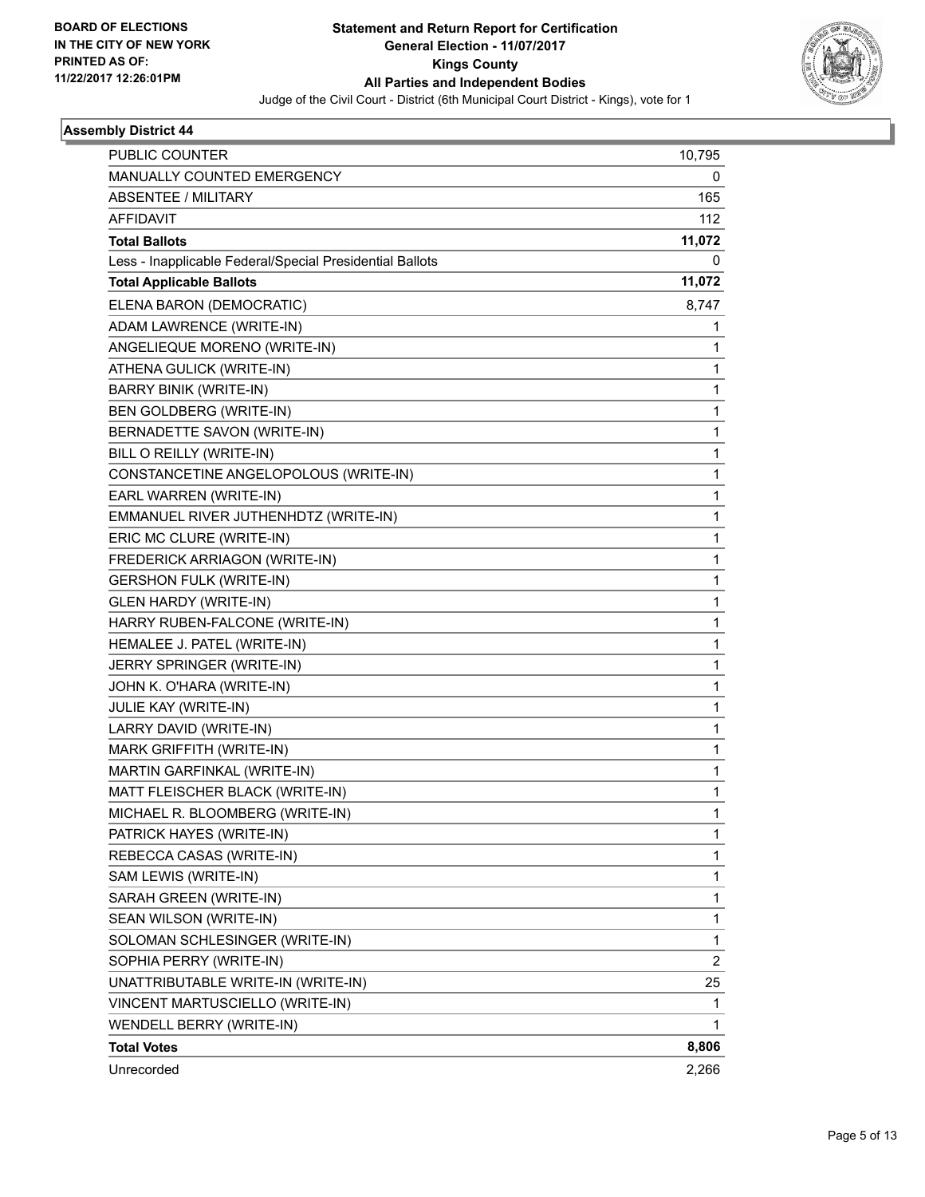BOARD OF ELECTIONS
IN THE CITY OF NEW YORK
PRINTED AS OF:
11/22/2017 12:26:01PM

**Statement and Return Report for Certification**
**General Election - 11/07/2017**
**Kings County**
**All Parties and Independent Bodies**
Judge of the Civil Court - District (6th Municipal Court District - Kings), vote for 1

### Assembly District 44

| | |
|---|---|
| PUBLIC COUNTER | 10,795 |
| MANUALLY COUNTED EMERGENCY | 0 |
| ABSENTEE / MILITARY | 165 |
| AFFIDAVIT | 112 |
| **Total Ballots** | **11,072** |
| Less - Inapplicable Federal/Special Presidential Ballots | 0 |
| **Total Applicable Ballots** | **11,072** |
| ELENA BARON (DEMOCRATIC) | 8,747 |
| ADAM LAWRENCE (WRITE-IN) | 1 |
| ANGELIEQUE MORENO (WRITE-IN) | 1 |
| ATHENA GULICK (WRITE-IN) | 1 |
| BARRY BINIK (WRITE-IN) | 1 |
| BEN GOLDBERG (WRITE-IN) | 1 |
| BERNADETTE SAVON (WRITE-IN) | 1 |
| BILL O REILLY (WRITE-IN) | 1 |
| CONSTANCETINE ANGELOPOLOUS (WRITE-IN) | 1 |
| EARL WARREN (WRITE-IN) | 1 |
| EMMANUEL RIVER JUTHENHDTZ (WRITE-IN) | 1 |
| ERIC MC CLURE (WRITE-IN) | 1 |
| FREDERICK ARRIAGON (WRITE-IN) | 1 |
| GERSHON FULK (WRITE-IN) | 1 |
| GLEN HARDY (WRITE-IN) | 1 |
| HARRY RUBEN-FALCONE (WRITE-IN) | 1 |
| HEMALEE J. PATEL (WRITE-IN) | 1 |
| JERRY SPRINGER (WRITE-IN) | 1 |
| JOHN K. O'HARA (WRITE-IN) | 1 |
| JULIE KAY (WRITE-IN) | 1 |
| LARRY DAVID (WRITE-IN) | 1 |
| MARK GRIFFITH (WRITE-IN) | 1 |
| MARTIN GARFINKAL (WRITE-IN) | 1 |
| MATT FLEISCHER BLACK (WRITE-IN) | 1 |
| MICHAEL R. BLOOMBERG (WRITE-IN) | 1 |
| PATRICK HAYES (WRITE-IN) | 1 |
| REBECCA CASAS (WRITE-IN) | 1 |
| SAM LEWIS (WRITE-IN) | 1 |
| SARAH GREEN (WRITE-IN) | 1 |
| SEAN WILSON (WRITE-IN) | 1 |
| SOLOMAN SCHLESINGER (WRITE-IN) | 1 |
| SOPHIA PERRY (WRITE-IN) | 2 |
| UNATTRIBUTABLE WRITE-IN (WRITE-IN) | 25 |
| VINCENT MARTUSCIELLO (WRITE-IN) | 1 |
| WENDELL BERRY (WRITE-IN) | 1 |
| **Total Votes** | **8,806** |
| Unrecorded | 2,266 |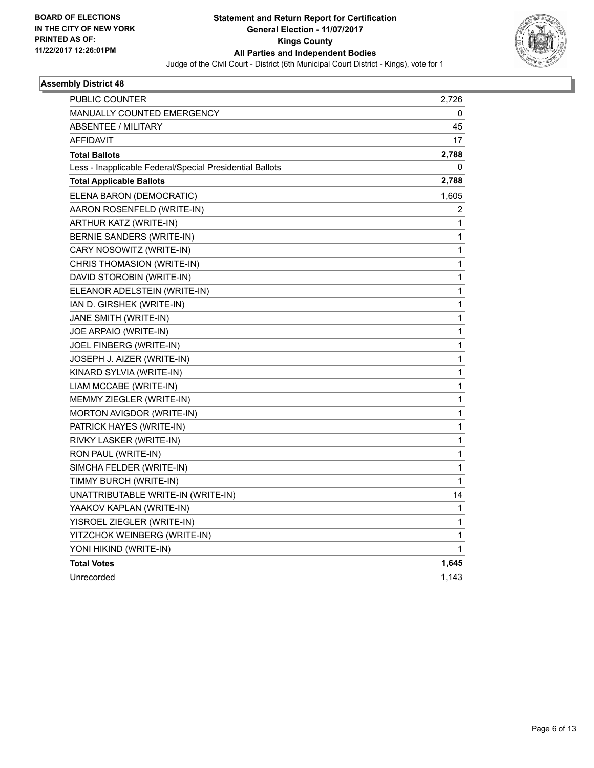**BOARD OF ELECTIONS IN THE CITY OF NEW YORK PRINTED AS OF: 11/22/2017 12:26:01PM**

**Statement and Return Report for Certification General Election - 11/07/2017 Kings County All Parties and Independent Bodies**

Judge of the Civil Court - District (6th Municipal Court District - Kings), vote for 1

### Assembly District 48

| | |
|---|---|
| PUBLIC COUNTER | 2,726 |
| MANUALLY COUNTED EMERGENCY | 0 |
| ABSENTEE / MILITARY | 45 |
| AFFIDAVIT | 17 |
| **Total Ballots** | **2,788** |
| Less - Inapplicable Federal/Special Presidential Ballots | 0 |
| **Total Applicable Ballots** | **2,788** |
| ELENA BARON (DEMOCRATIC) | 1,605 |
| AARON ROSENFELD (WRITE-IN) | 2 |
| ARTHUR KATZ (WRITE-IN) | 1 |
| BERNIE SANDERS (WRITE-IN) | 1 |
| CARY NOSOWITZ (WRITE-IN) | 1 |
| CHRIS THOMASION (WRITE-IN) | 1 |
| DAVID STOROBIN (WRITE-IN) | 1 |
| ELEANOR ADELSTEIN (WRITE-IN) | 1 |
| IAN D. GIRSHEK (WRITE-IN) | 1 |
| JANE SMITH (WRITE-IN) | 1 |
| JOE ARPAIO (WRITE-IN) | 1 |
| JOEL FINBERG (WRITE-IN) | 1 |
| JOSEPH J. AIZER (WRITE-IN) | 1 |
| KINARD SYLVIA (WRITE-IN) | 1 |
| LIAM MCCABE (WRITE-IN) | 1 |
| MEMMY ZIEGLER (WRITE-IN) | 1 |
| MORTON AVIGDOR (WRITE-IN) | 1 |
| PATRICK HAYES (WRITE-IN) | 1 |
| RIVKY LASKER (WRITE-IN) | 1 |
| RON PAUL (WRITE-IN) | 1 |
| SIMCHA FELDER (WRITE-IN) | 1 |
| TIMMY BURCH (WRITE-IN) | 1 |
| UNATTRIBUTABLE WRITE-IN (WRITE-IN) | 14 |
| YAAKOV KAPLAN (WRITE-IN) | 1 |
| YISROEL ZIEGLER (WRITE-IN) | 1 |
| YITZCHOK WEINBERG (WRITE-IN) | 1 |
| YONI HIKIND (WRITE-IN) | 1 |
| **Total Votes** | **1,645** |
| Unrecorded | 1,143 |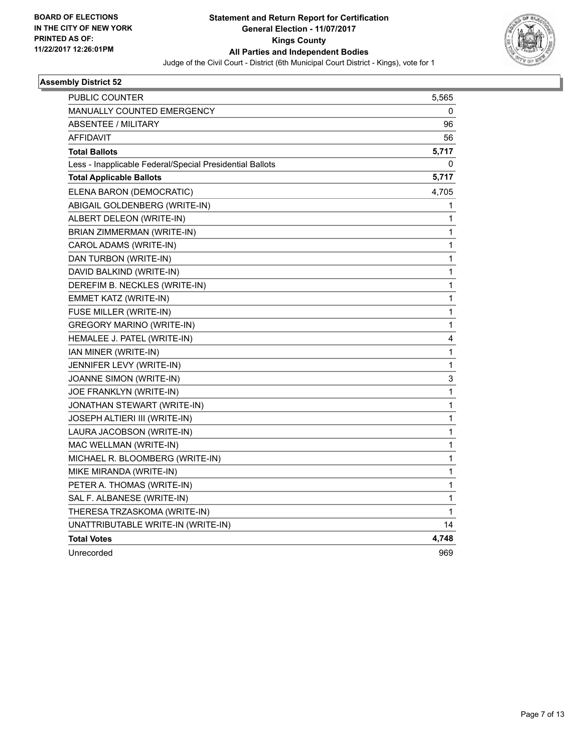**BOARD OF ELECTIONS IN THE CITY OF NEW YORK PRINTED AS OF: 11/22/2017 12:26:01PM**

# Statement and Return Report for Certification
## General Election - 11/07/2017
## Kings County
## All Parties and Independent Bodies
Judge of the Civil Court - District (6th Municipal Court District - Kings), vote for 1

### Assembly District 52

| | |
|---|---|
| PUBLIC COUNTER | 5,565 |
| MANUALLY COUNTED EMERGENCY | 0 |
| ABSENTEE / MILITARY | 96 |
| AFFIDAVIT | 56 |
| **Total Ballots** | **5,717** |
| Less - Inapplicable Federal/Special Presidential Ballots | 0 |
| **Total Applicable Ballots** | **5,717** |
| ELENA BARON (DEMOCRATIC) | 4,705 |
| ABIGAIL GOLDENBERG (WRITE-IN) | 1 |
| ALBERT DELEON (WRITE-IN) | 1 |
| BRIAN ZIMMERMAN (WRITE-IN) | 1 |
| CAROL ADAMS (WRITE-IN) | 1 |
| DAN TURBON (WRITE-IN) | 1 |
| DAVID BALKIND (WRITE-IN) | 1 |
| DEREFIM B. NECKLES (WRITE-IN) | 1 |
| EMMET KATZ (WRITE-IN) | 1 |
| FUSE MILLER (WRITE-IN) | 1 |
| GREGORY MARINO (WRITE-IN) | 1 |
| HEMALEE J. PATEL (WRITE-IN) | 4 |
| IAN MINER (WRITE-IN) | 1 |
| JENNIFER LEVY (WRITE-IN) | 1 |
| JOANNE SIMON (WRITE-IN) | 3 |
| JOE FRANKLYN (WRITE-IN) | 1 |
| JONATHAN STEWART (WRITE-IN) | 1 |
| JOSEPH ALTIERI III (WRITE-IN) | 1 |
| LAURA JACOBSON (WRITE-IN) | 1 |
| MAC WELLMAN (WRITE-IN) | 1 |
| MICHAEL R. BLOOMBERG (WRITE-IN) | 1 |
| MIKE MIRANDA (WRITE-IN) | 1 |
| PETER A. THOMAS (WRITE-IN) | 1 |
| SAL F. ALBANESE (WRITE-IN) | 1 |
| THERESA TRZASKOMA (WRITE-IN) | 1 |
| UNATTRIBUTABLE WRITE-IN (WRITE-IN) | 14 |
| **Total Votes** | **4,748** |
| Unrecorded | 969 |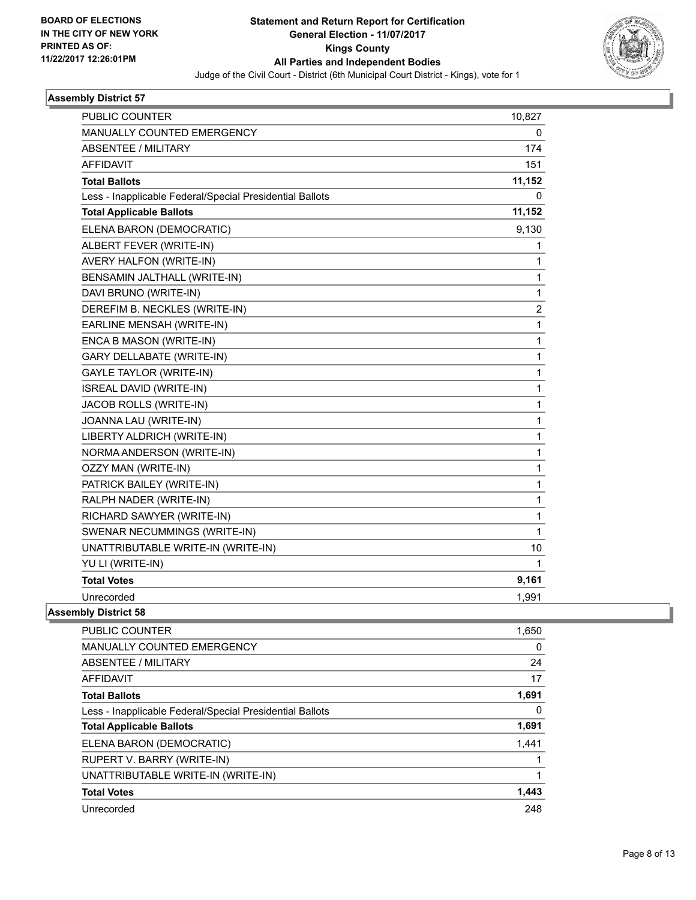BOARD OF ELECTIONS
IN THE CITY OF NEW YORK
PRINTED AS OF:
11/22/2017 12:26:01PM

**Statement and Return Report for Certification**
**General Election - 11/07/2017**
**Kings County**
**All Parties and Independent Bodies**
Judge of the Civil Court - District (6th Municipal Court District - Kings), vote for 1

### Assembly District 57

| | |
|---|---|
| PUBLIC COUNTER | 10,827 |
| MANUALLY COUNTED EMERGENCY | 0 |
| ABSENTEE / MILITARY | 174 |
| AFFIDAVIT | 151 |
| **Total Ballots** | **11,152** |
| Less - Inapplicable Federal/Special Presidential Ballots | 0 |
| **Total Applicable Ballots** | **11,152** |
| ELENA BARON (DEMOCRATIC) | 9,130 |
| ALBERT FEVER (WRITE-IN) | 1 |
| AVERY HALFON (WRITE-IN) | 1 |
| BENSAMIN JALTHALL (WRITE-IN) | 1 |
| DAVI BRUNO (WRITE-IN) | 1 |
| DEREFIM B. NECKLES (WRITE-IN) | 2 |
| EARLINE MENSAH (WRITE-IN) | 1 |
| ENCA B MASON (WRITE-IN) | 1 |
| GARY DELLABATE (WRITE-IN) | 1 |
| GAYLE TAYLOR (WRITE-IN) | 1 |
| ISREAL DAVID (WRITE-IN) | 1 |
| JACOB ROLLS (WRITE-IN) | 1 |
| JOANNA LAU (WRITE-IN) | 1 |
| LIBERTY ALDRICH (WRITE-IN) | 1 |
| NORMA ANDERSON (WRITE-IN) | 1 |
| OZZY MAN (WRITE-IN) | 1 |
| PATRICK BAILEY (WRITE-IN) | 1 |
| RALPH NADER (WRITE-IN) | 1 |
| RICHARD SAWYER (WRITE-IN) | 1 |
| SWENAR NECUMMINGS (WRITE-IN) | 1 |
| UNATTRIBUTABLE WRITE-IN (WRITE-IN) | 10 |
| YU LI (WRITE-IN) | 1 |
| **Total Votes** | **9,161** |
| Unrecorded | 1,991 |

### Assembly District 58

| | |
|---|---|
| PUBLIC COUNTER | 1,650 |
| MANUALLY COUNTED EMERGENCY | 0 |
| ABSENTEE / MILITARY | 24 |
| AFFIDAVIT | 17 |
| **Total Ballots** | **1,691** |
| Less - Inapplicable Federal/Special Presidential Ballots | 0 |
| **Total Applicable Ballots** | **1,691** |
| ELENA BARON (DEMOCRATIC) | 1,441 |
| RUPERT V. BARRY (WRITE-IN) | 1 |
| UNATTRIBUTABLE WRITE-IN (WRITE-IN) | 1 |
| **Total Votes** | **1,443** |
| Unrecorded | 248 |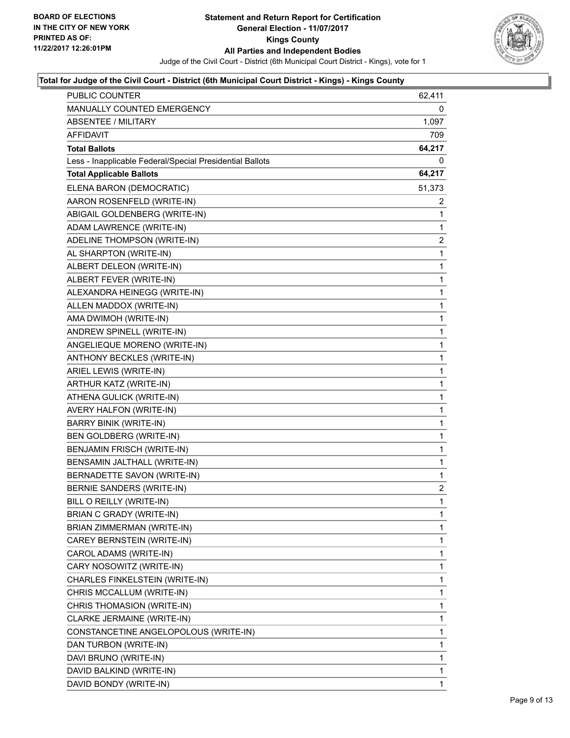**BOARD OF ELECTIONS IN THE CITY OF NEW YORK PRINTED AS OF: 11/22/2017 12:26:01PM**

# Statement and Return Report for Certification
## General Election - 11/07/2017
## Kings County
## All Parties and Independent Bodies

Judge of the Civil Court - District (6th Municipal Court District - Kings), vote for 1

### Total for Judge of the Civil Court - District (6th Municipal Court District - Kings) - Kings County

| | |
|---|---|
| PUBLIC COUNTER | 62,411 |
| MANUALLY COUNTED EMERGENCY | 0 |
| ABSENTEE / MILITARY | 1,097 |
| AFFIDAVIT | 709 |
| **Total Ballots** | **64,217** |
| Less - Inapplicable Federal/Special Presidential Ballots | 0 |
| **Total Applicable Ballots** | **64,217** |
| ELENA BARON (DEMOCRATIC) | 51,373 |
| AARON ROSENFELD (WRITE-IN) | 2 |
| ABIGAIL GOLDENBERG (WRITE-IN) | 1 |
| ADAM LAWRENCE (WRITE-IN) | 1 |
| ADELINE THOMPSON (WRITE-IN) | 2 |
| AL SHARPTON (WRITE-IN) | 1 |
| ALBERT DELEON (WRITE-IN) | 1 |
| ALBERT FEVER (WRITE-IN) | 1 |
| ALEXANDRA HEINEGG (WRITE-IN) | 1 |
| ALLEN MADDOX (WRITE-IN) | 1 |
| AMA DWIMOH (WRITE-IN) | 1 |
| ANDREW SPINELL (WRITE-IN) | 1 |
| ANGELIEQUE MORENO (WRITE-IN) | 1 |
| ANTHONY BECKLES (WRITE-IN) | 1 |
| ARIEL LEWIS (WRITE-IN) | 1 |
| ARTHUR KATZ (WRITE-IN) | 1 |
| ATHENA GULICK (WRITE-IN) | 1 |
| AVERY HALFON (WRITE-IN) | 1 |
| BARRY BINIK (WRITE-IN) | 1 |
| BEN GOLDBERG (WRITE-IN) | 1 |
| BENJAMIN FRISCH (WRITE-IN) | 1 |
| BENSAMIN JALTHALL (WRITE-IN) | 1 |
| BERNADETTE SAVON (WRITE-IN) | 1 |
| BERNIE SANDERS (WRITE-IN) | 2 |
| BILL O REILLY (WRITE-IN) | 1 |
| BRIAN C GRADY (WRITE-IN) | 1 |
| BRIAN ZIMMERMAN (WRITE-IN) | 1 |
| CAREY BERNSTEIN (WRITE-IN) | 1 |
| CAROL ADAMS (WRITE-IN) | 1 |
| CARY NOSOWITZ (WRITE-IN) | 1 |
| CHARLES FINKELSTEIN (WRITE-IN) | 1 |
| CHRIS MCCALLUM (WRITE-IN) | 1 |
| CHRIS THOMASION (WRITE-IN) | 1 |
| CLARKE JERMAINE (WRITE-IN) | 1 |
| CONSTANCETINE ANGELOPOLOUS (WRITE-IN) | 1 |
| DAN TURBON (WRITE-IN) | 1 |
| DAVI BRUNO (WRITE-IN) | 1 |
| DAVID BALKIND (WRITE-IN) | 1 |
| DAVID BONDY (WRITE-IN) | 1 |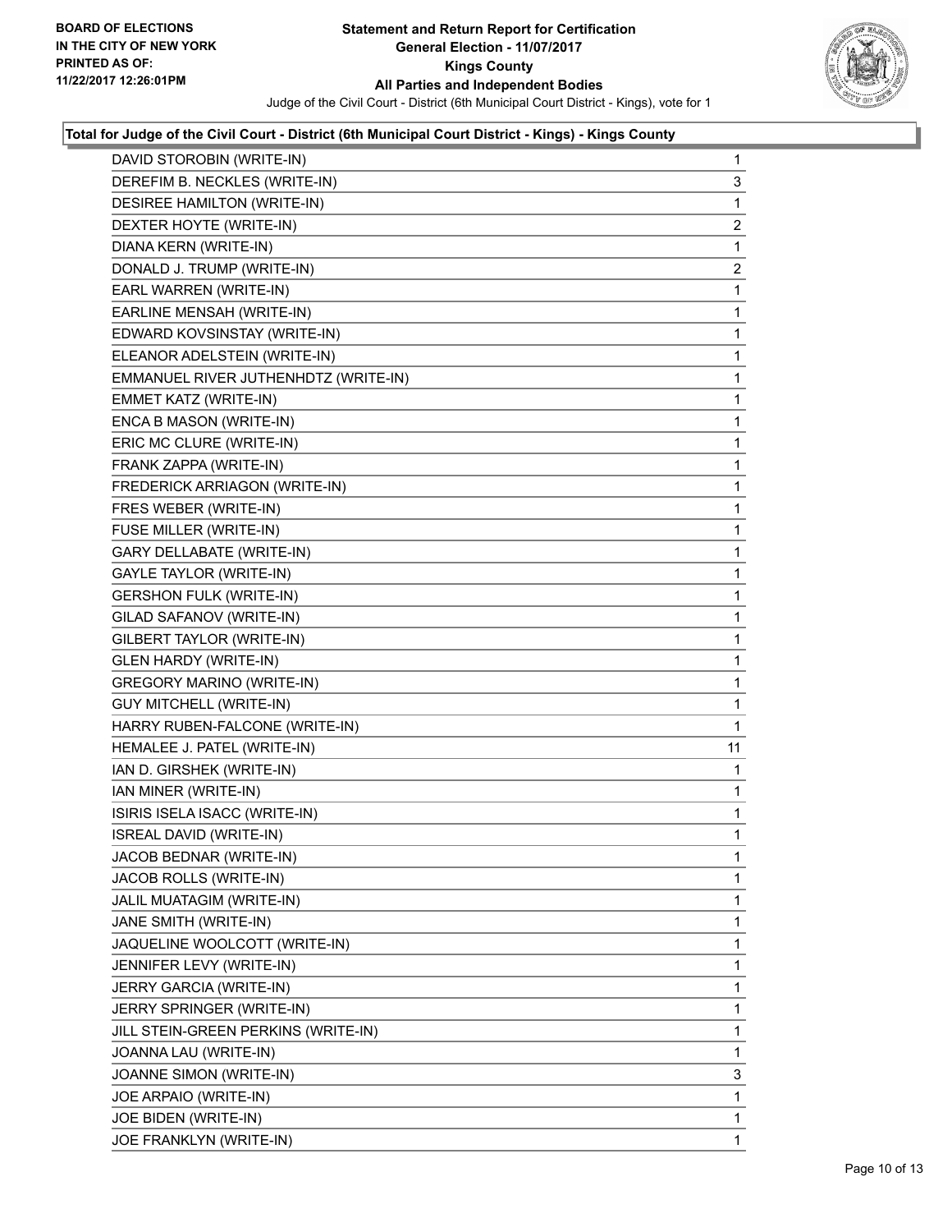**BOARD OF ELECTIONS IN THE CITY OF NEW YORK PRINTED AS OF: 11/22/2017 12:26:01PM**

# Statement and Return Report for Certification
## General Election - 11/07/2017
## Kings County
## All Parties and Independent Bodies

Judge of the Civil Court - District (6th Municipal Court District - Kings), vote for 1

### Total for Judge of the Civil Court - District (6th Municipal Court District - Kings) - Kings County

| Candidate | Votes |
|---|---|
| DAVID STOROBIN (WRITE-IN) | 1 |
| DEREFIM B. NECKLES (WRITE-IN) | 3 |
| DESIREE HAMILTON (WRITE-IN) | 1 |
| DEXTER HOYTE (WRITE-IN) | 2 |
| DIANA KERN (WRITE-IN) | 1 |
| DONALD J. TRUMP (WRITE-IN) | 2 |
| EARL WARREN (WRITE-IN) | 1 |
| EARLINE MENSAH (WRITE-IN) | 1 |
| EDWARD KOVSINSTAY (WRITE-IN) | 1 |
| ELEANOR ADELSTEIN (WRITE-IN) | 1 |
| EMMANUEL RIVER JUTHENHDTZ (WRITE-IN) | 1 |
| EMMET KATZ (WRITE-IN) | 1 |
| ENCA B MASON (WRITE-IN) | 1 |
| ERIC MC CLURE (WRITE-IN) | 1 |
| FRANK ZAPPA (WRITE-IN) | 1 |
| FREDERICK ARRIAGON (WRITE-IN) | 1 |
| FRES WEBER (WRITE-IN) | 1 |
| FUSE MILLER (WRITE-IN) | 1 |
| GARY DELLABATE (WRITE-IN) | 1 |
| GAYLE TAYLOR (WRITE-IN) | 1 |
| GERSHON FULK (WRITE-IN) | 1 |
| GILAD SAFANOV (WRITE-IN) | 1 |
| GILBERT TAYLOR (WRITE-IN) | 1 |
| GLEN HARDY (WRITE-IN) | 1 |
| GREGORY MARINO (WRITE-IN) | 1 |
| GUY MITCHELL (WRITE-IN) | 1 |
| HARRY RUBEN-FALCONE (WRITE-IN) | 1 |
| HEMALEE J. PATEL (WRITE-IN) | 11 |
| IAN D. GIRSHEK (WRITE-IN) | 1 |
| IAN MINER (WRITE-IN) | 1 |
| ISIRIS ISELA ISACC (WRITE-IN) | 1 |
| ISREAL DAVID (WRITE-IN) | 1 |
| JACOB BEDNAR (WRITE-IN) | 1 |
| JACOB ROLLS (WRITE-IN) | 1 |
| JALIL MUATAGIM (WRITE-IN) | 1 |
| JANE SMITH (WRITE-IN) | 1 |
| JAQUELINE WOOLCOTT (WRITE-IN) | 1 |
| JENNIFER LEVY (WRITE-IN) | 1 |
| JERRY GARCIA (WRITE-IN) | 1 |
| JERRY SPRINGER (WRITE-IN) | 1 |
| JILL STEIN-GREEN PERKINS (WRITE-IN) | 1 |
| JOANNA LAU (WRITE-IN) | 1 |
| JOANNE SIMON (WRITE-IN) | 3 |
| JOE ARPAIO (WRITE-IN) | 1 |
| JOE BIDEN (WRITE-IN) | 1 |
| JOE FRANKLYN (WRITE-IN) | 1 |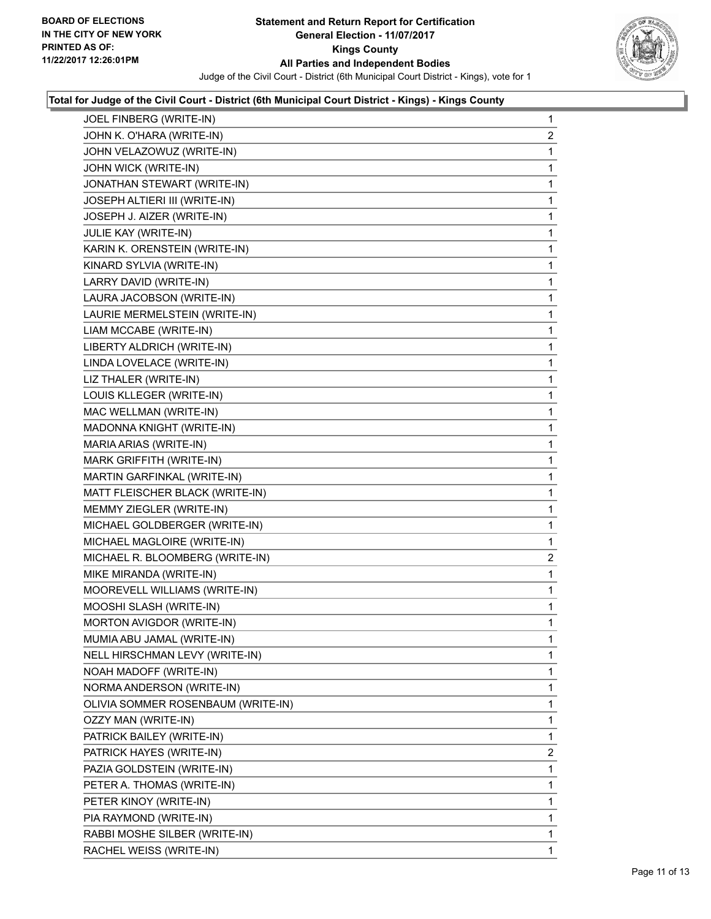**Statement and Return Report for Certification**
**General Election - 11/07/2017**
**Kings County**
**All Parties and Independent Bodies**
Judge of the Civil Court - District (6th Municipal Court District - Kings), vote for 1

BOARD OF ELECTIONS IN THE CITY OF NEW YORK PRINTED AS OF: 11/22/2017 12:26:01PM

### Total for Judge of the Civil Court - District (6th Municipal Court District - Kings) - Kings County

| | |
|---|---|
| JOEL FINBERG (WRITE-IN) | 1 |
| JOHN K. O'HARA (WRITE-IN) | 2 |
| JOHN VELAZOWUZ (WRITE-IN) | 1 |
| JOHN WICK (WRITE-IN) | 1 |
| JONATHAN STEWART (WRITE-IN) | 1 |
| JOSEPH ALTIERI III (WRITE-IN) | 1 |
| JOSEPH J. AIZER (WRITE-IN) | 1 |
| JULIE KAY (WRITE-IN) | 1 |
| KARIN K. ORENSTEIN (WRITE-IN) | 1 |
| KINARD SYLVIA (WRITE-IN) | 1 |
| LARRY DAVID (WRITE-IN) | 1 |
| LAURA JACOBSON (WRITE-IN) | 1 |
| LAURIE MERMELSTEIN (WRITE-IN) | 1 |
| LIAM MCCABE (WRITE-IN) | 1 |
| LIBERTY ALDRICH (WRITE-IN) | 1 |
| LINDA LOVELACE (WRITE-IN) | 1 |
| LIZ THALER (WRITE-IN) | 1 |
| LOUIS KLLEGER (WRITE-IN) | 1 |
| MAC WELLMAN (WRITE-IN) | 1 |
| MADONNA KNIGHT (WRITE-IN) | 1 |
| MARIA ARIAS (WRITE-IN) | 1 |
| MARK GRIFFITH (WRITE-IN) | 1 |
| MARTIN GARFINKAL (WRITE-IN) | 1 |
| MATT FLEISCHER BLACK (WRITE-IN) | 1 |
| MEMMY ZIEGLER (WRITE-IN) | 1 |
| MICHAEL GOLDBERGER (WRITE-IN) | 1 |
| MICHAEL MAGLOIRE (WRITE-IN) | 1 |
| MICHAEL R. BLOOMBERG (WRITE-IN) | 2 |
| MIKE MIRANDA (WRITE-IN) | 1 |
| MOOREVELL WILLIAMS (WRITE-IN) | 1 |
| MOOSHI SLASH (WRITE-IN) | 1 |
| MORTON AVIGDOR (WRITE-IN) | 1 |
| MUMIA ABU JAMAL (WRITE-IN) | 1 |
| NELL HIRSCHMAN LEVY (WRITE-IN) | 1 |
| NOAH MADOFF (WRITE-IN) | 1 |
| NORMA ANDERSON (WRITE-IN) | 1 |
| OLIVIA SOMMER ROSENBAUM (WRITE-IN) | 1 |
| OZZY MAN (WRITE-IN) | 1 |
| PATRICK BAILEY (WRITE-IN) | 1 |
| PATRICK HAYES (WRITE-IN) | 2 |
| PAZIA GOLDSTEIN (WRITE-IN) | 1 |
| PETER A. THOMAS (WRITE-IN) | 1 |
| PETER KINOY (WRITE-IN) | 1 |
| PIA RAYMOND (WRITE-IN) | 1 |
| RABBI MOSHE SILBER (WRITE-IN) | 1 |
| RACHEL WEISS (WRITE-IN) | 1 |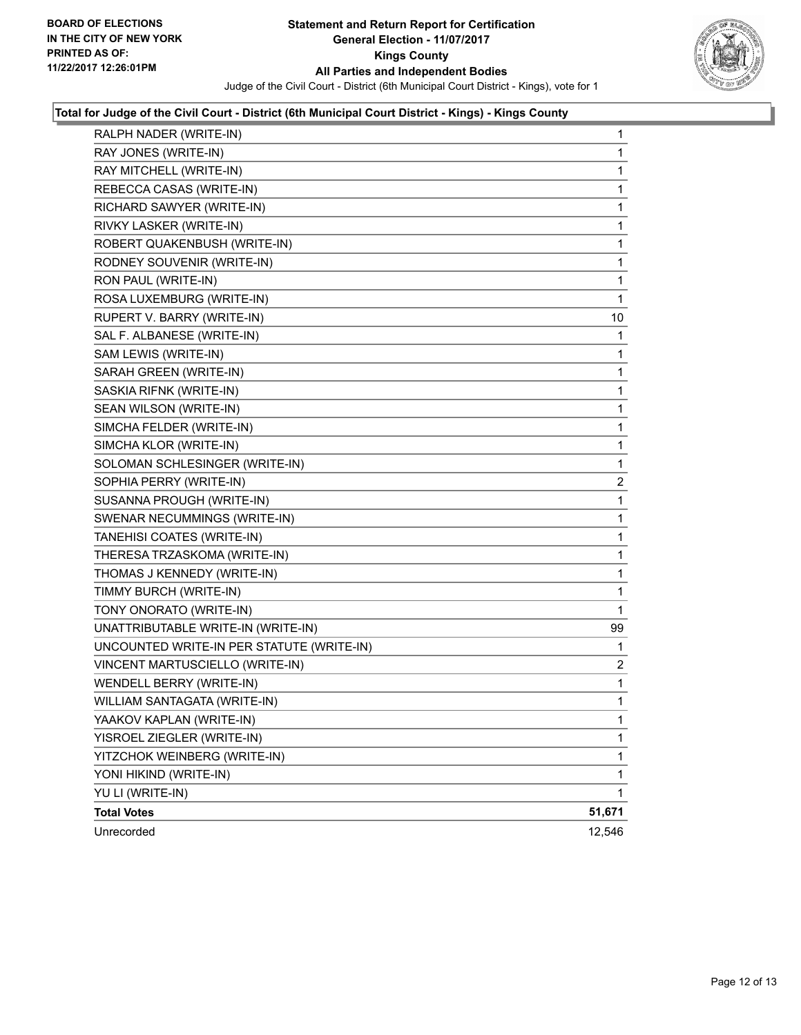**BOARD OF ELECTIONS IN THE CITY OF NEW YORK PRINTED AS OF: 11/22/2017 12:26:01PM**

**Statement and Return Report for Certification General Election - 11/07/2017 Kings County All Parties and Independent Bodies**

Judge of the Civil Court - District (6th Municipal Court District - Kings), vote for 1

### Total for Judge of the Civil Court - District (6th Municipal Court District - Kings) - Kings County

| | |
|---|---|
| RALPH NADER (WRITE-IN) | 1 |
| RAY JONES (WRITE-IN) | 1 |
| RAY MITCHELL (WRITE-IN) | 1 |
| REBECCA CASAS (WRITE-IN) | 1 |
| RICHARD SAWYER (WRITE-IN) | 1 |
| RIVKY LASKER (WRITE-IN) | 1 |
| ROBERT QUAKENBUSH (WRITE-IN) | 1 |
| RODNEY SOUVENIR (WRITE-IN) | 1 |
| RON PAUL (WRITE-IN) | 1 |
| ROSA LUXEMBURG (WRITE-IN) | 1 |
| RUPERT V. BARRY (WRITE-IN) | 10 |
| SAL F. ALBANESE (WRITE-IN) | 1 |
| SAM LEWIS (WRITE-IN) | 1 |
| SARAH GREEN (WRITE-IN) | 1 |
| SASKIA RIFNK (WRITE-IN) | 1 |
| SEAN WILSON (WRITE-IN) | 1 |
| SIMCHA FELDER (WRITE-IN) | 1 |
| SIMCHA KLOR (WRITE-IN) | 1 |
| SOLOMAN SCHLESINGER (WRITE-IN) | 1 |
| SOPHIA PERRY (WRITE-IN) | 2 |
| SUSANNA PROUGH (WRITE-IN) | 1 |
| SWENAR NECUMMINGS (WRITE-IN) | 1 |
| TANEHISI COATES (WRITE-IN) | 1 |
| THERESA TRZASKOMA (WRITE-IN) | 1 |
| THOMAS J KENNEDY (WRITE-IN) | 1 |
| TIMMY BURCH (WRITE-IN) | 1 |
| TONY ONORATO (WRITE-IN) | 1 |
| UNATTRIBUTABLE WRITE-IN (WRITE-IN) | 99 |
| UNCOUNTED WRITE-IN PER STATUTE (WRITE-IN) | 1 |
| VINCENT MARTUSCIELLO (WRITE-IN) | 2 |
| WENDELL BERRY (WRITE-IN) | 1 |
| WILLIAM SANTAGATA (WRITE-IN) | 1 |
| YAAKOV KAPLAN (WRITE-IN) | 1 |
| YISROEL ZIEGLER (WRITE-IN) | 1 |
| YITZCHOK WEINBERG (WRITE-IN) | 1 |
| YONI HIKIND (WRITE-IN) | 1 |
| YU LI (WRITE-IN) | 1 |
| **Total Votes** | **51,671** |
| Unrecorded | 12,546 |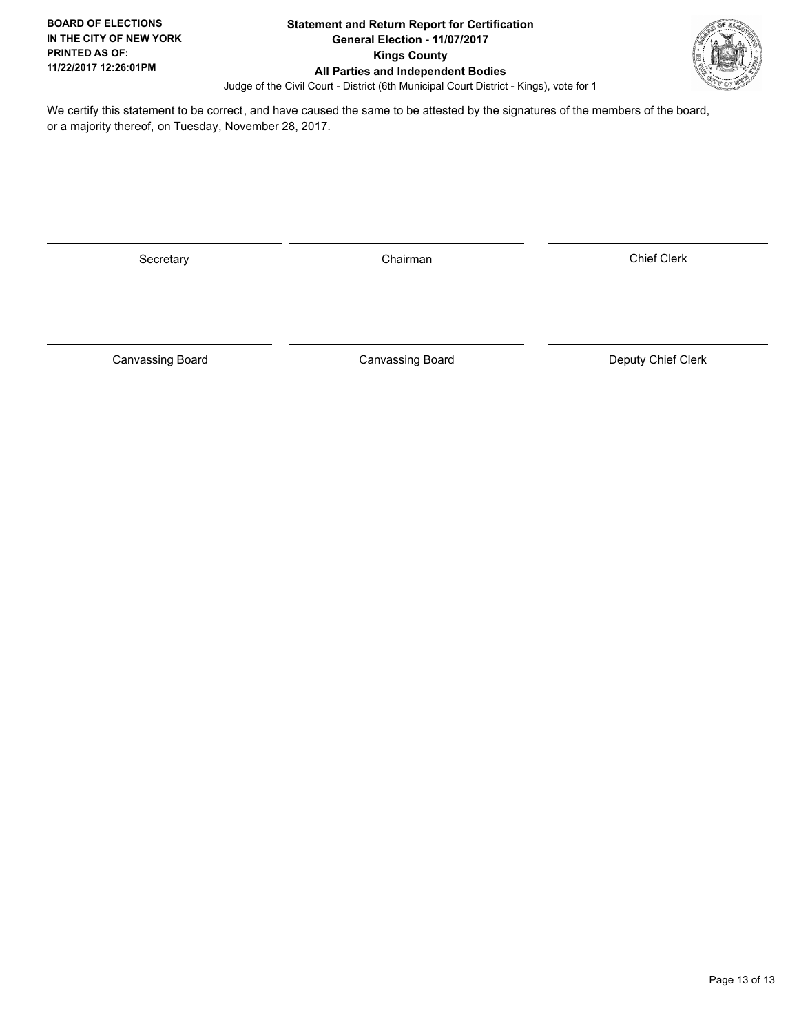We certify this statement to be correct, and have caused the same to be attested by the signatures of the members of the board, or a majority thereof, on Tuesday, November 28, 2017.

| | | |
|---|---|---|
| Secretary | Chairman | Chief Clerk |
| Canvassing Board | Canvassing Board | Deputy Chief Clerk |